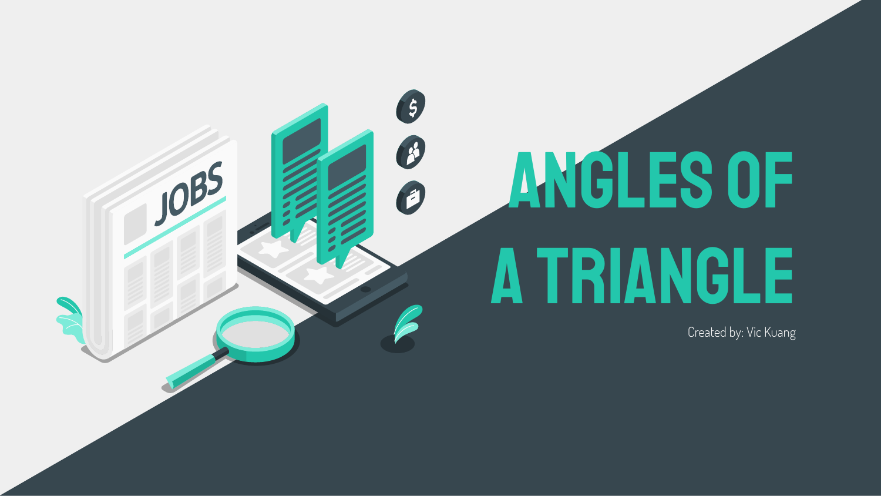# ANGLES OF A TRIANGLE

Created by: Vic Kuang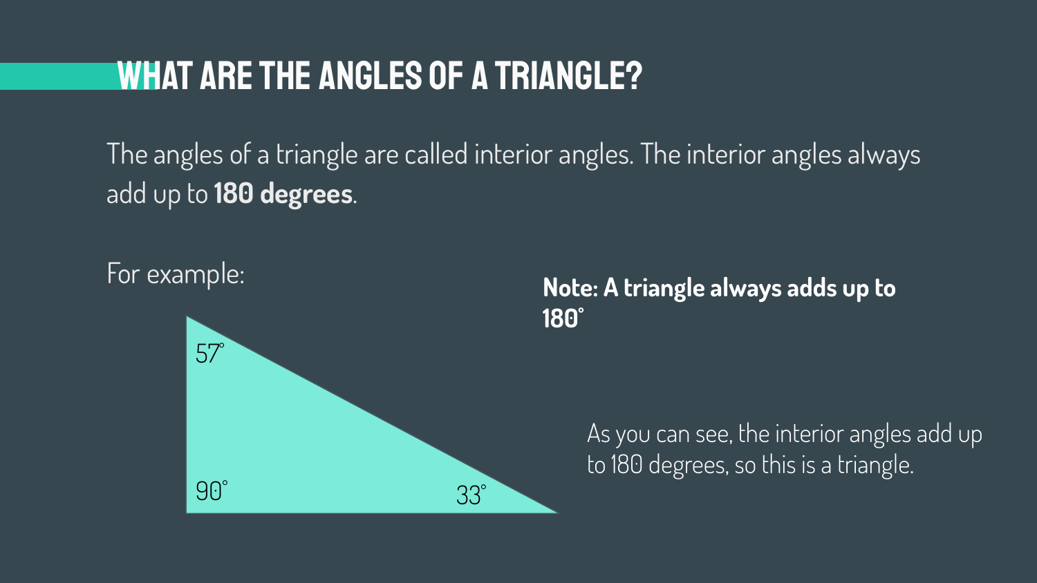# WHAT ARE THE ANGLES OF A TRIANGLE?

The angles of a triangle are called interior angles. The interior angles always add up to **180 degrees**.

For example:

57°

90°

33°

**Note: A triangle always adds up to 180°**

As you can see, the interior angles add up to 180 degrees, so this is a triangle.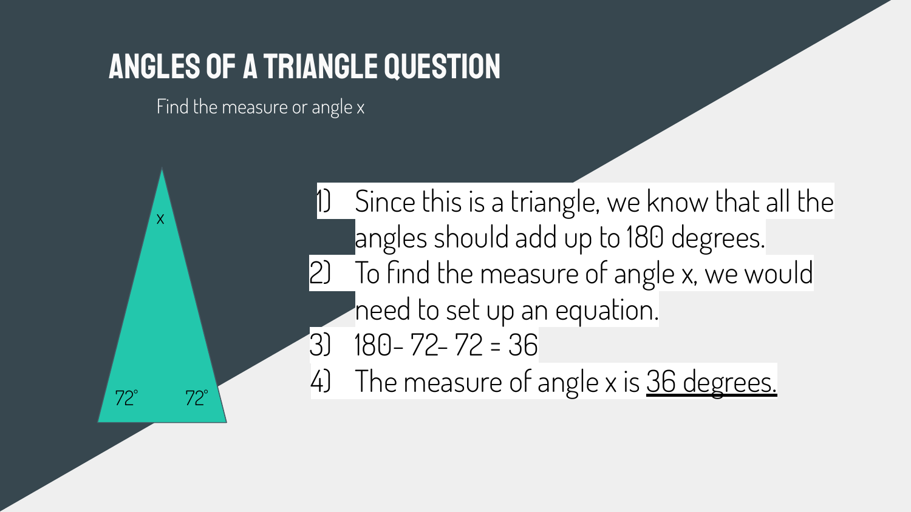# Angles of a Triangle Question

Find the measure or angle x

1) Since this is a triangle, we know that all the angles should add up to 180 degrees.
2) To find the measure of angle x, we would need to set up an equation.
3) $180 - 72 - 72 = 36$
4) The measure of angle x is <u>36 degrees.</u>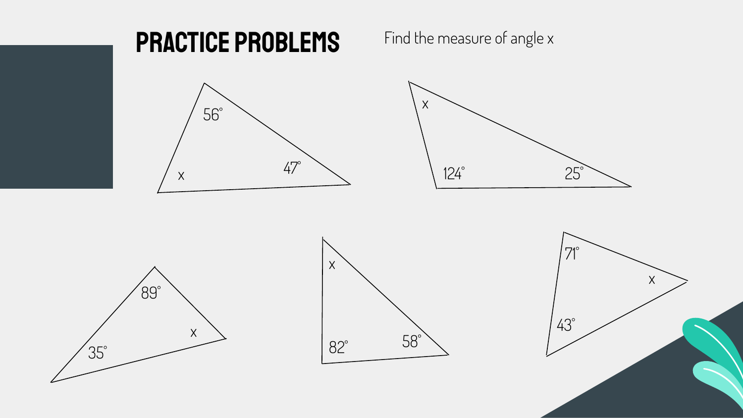# PRACTICE PROBLEMS

Find the measure of angle x

56°

x

47°

x

124°

25°

89°

35°

x

x

82°

58°

71°

x

43°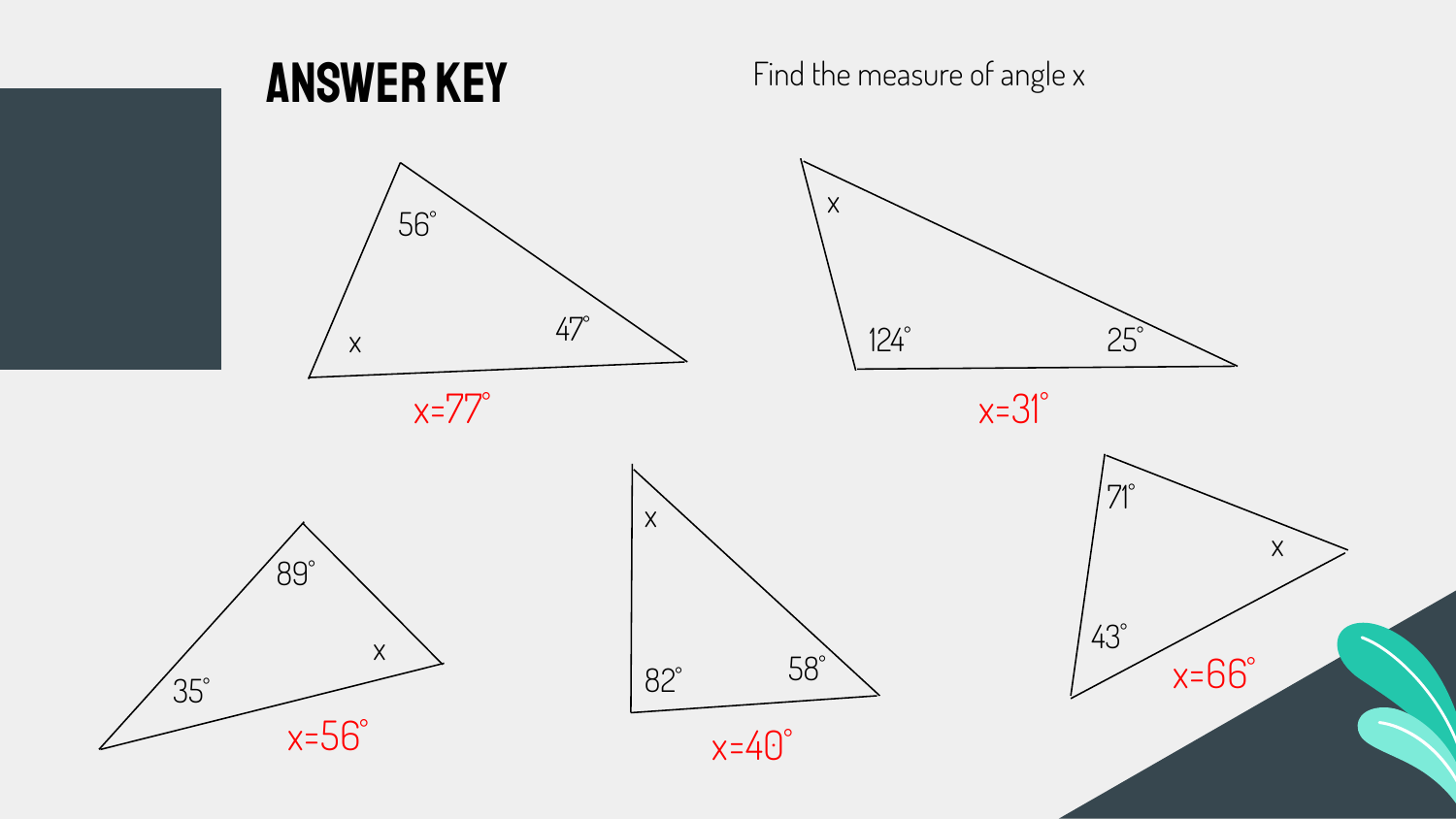# ANSWER KEY

Find the measure of angle x

Triangle 1: $56°$, $47°$, $x$

$x=77°$

Triangle 2: $x$, $124°$, $25°$

$x=31°$

Triangle 3: $89°$, $35°$, $x$

$x=56°$

Triangle 4: $x$, $82°$, $58°$

$x=40°$

Triangle 5: $71°$, $x$, $43°$

$x=66°$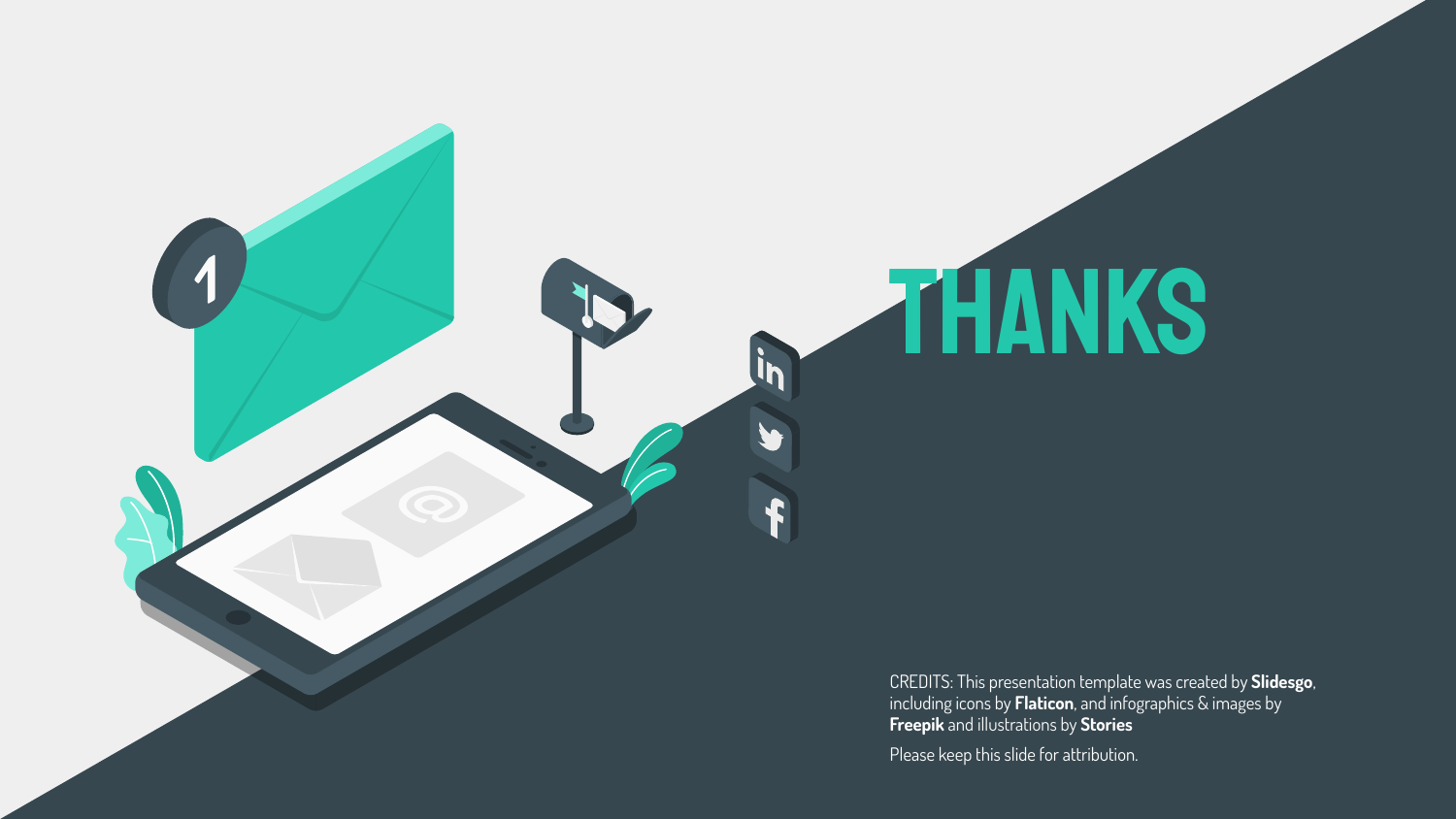# THANKS

CREDITS: This presentation template was created by **Slidesgo**, including icons by **Flaticon**, and infographics & images by **Freepik** and illustrations by **Stories**

Please keep this slide for attribution.